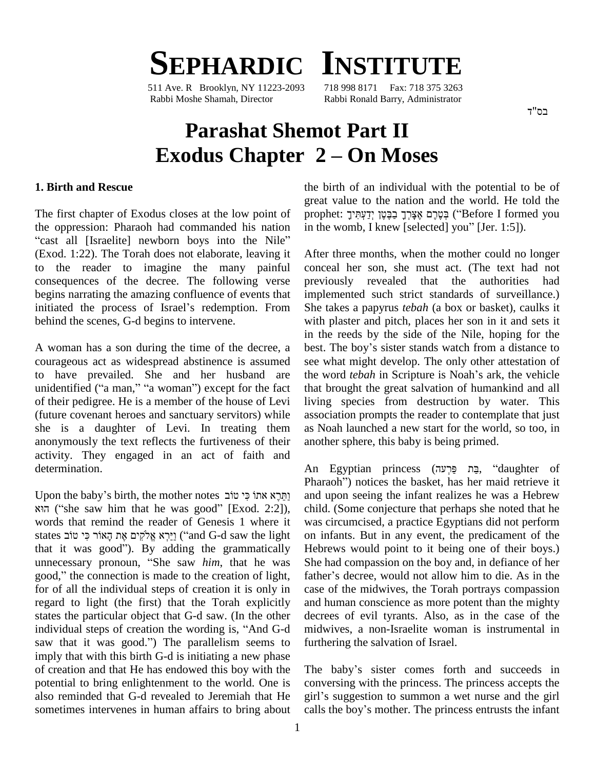# SEPHARDIC INSTITUTE

511 Ave. R Brooklyn, NY 11223-2093 718 998 8171 Fax: 718 375 3263
Rabbi Moshe Shamah, Director Rabbi Ronald Barry, Administrator

בס"ד

# Parashat Shemot Part II
# Exodus Chapter 2 – On Moses

## 1. Birth and Rescue

The first chapter of Exodus closes at the low point of the oppression: Pharaoh had commanded his nation "cast all [Israelite] newborn boys into the Nile" (Exod. 1:22). The Torah does not elaborate, leaving it to the reader to imagine the many painful consequences of the decree. The following verse begins narrating the amazing confluence of events that initiated the process of Israel's redemption. From behind the scenes, G-d begins to intervene.

A woman has a son during the time of the decree, a courageous act as widespread abstinence is assumed to have prevailed. She and her husband are unidentified ("a man," "a woman") except for the fact of their pedigree. He is a member of the house of Levi (future covenant heroes and sanctuary servitors) while she is a daughter of Levi. In treating them anonymously the text reflects the furtiveness of their activity. They engaged in an act of faith and determination.

Upon the baby's birth, the mother notes וַתֵּרֶא אֹתוֹ כִּי טוֹב הוּא ("she saw him that he was good" [Exod. 2:2]), words that remind the reader of Genesis 1 where it states וַיַּרְא אֱלֹקִים אֶת הָאוֹר כִּי טוֹב ("and G-d saw the light that it was good"). By adding the grammatically unnecessary pronoun, "She saw *him*, that he was good," the connection is made to the creation of light, for of all the individual steps of creation it is only in regard to light (the first) that the Torah explicitly states the particular object that G-d saw. (In the other individual steps of creation the wording is, "And G-d saw that it was good.") The parallelism seems to imply that with this birth G-d is initiating a new phase of creation and that He has endowed this boy with the potential to bring enlightenment to the world. One is also reminded that G-d revealed to Jeremiah that He sometimes intervenes in human affairs to bring about the birth of an individual with the potential to be of great value to the nation and the world. He told the prophet: בְּטֶרֶם אֶצָּרְךָ בַבֶּטֶן יְדַעְתִּיךָ ("Before I formed you in the womb, I knew [selected] you" [Jer. 1:5]).

After three months, when the mother could no longer conceal her son, she must act. (The text had not previously revealed that the authorities had implemented such strict standards of surveillance.) She takes a papyrus *tebah* (a box or basket), caulks it with plaster and pitch, places her son in it and sets it in the reeds by the side of the Nile, hoping for the best. The boy's sister stands watch from a distance to see what might develop. The only other attestation of the word *tebah* in Scripture is Noah's ark, the vehicle that brought the great salvation of humankind and all living species from destruction by water. This association prompts the reader to contemplate that just as Noah launched a new start for the world, so too, in another sphere, this baby is being primed.

An Egyptian princess (בַּת פַּרְעֹה, "daughter of Pharaoh") notices the basket, has her maid retrieve it and upon seeing the infant realizes he was a Hebrew child. (Some conjecture that perhaps she noted that he was circumcised, a practice Egyptians did not perform on infants. But in any event, the predicament of the Hebrews would point to it being one of their boys.) She had compassion on the boy and, in defiance of her father's decree, would not allow him to die. As in the case of the midwives, the Torah portrays compassion and human conscience as more potent than the mighty decrees of evil tyrants. Also, as in the case of the midwives, a non-Israelite woman is instrumental in furthering the salvation of Israel.

The baby's sister comes forth and succeeds in conversing with the princess. The princess accepts the girl's suggestion to summon a wet nurse and the girl calls the boy's mother. The princess entrusts the infant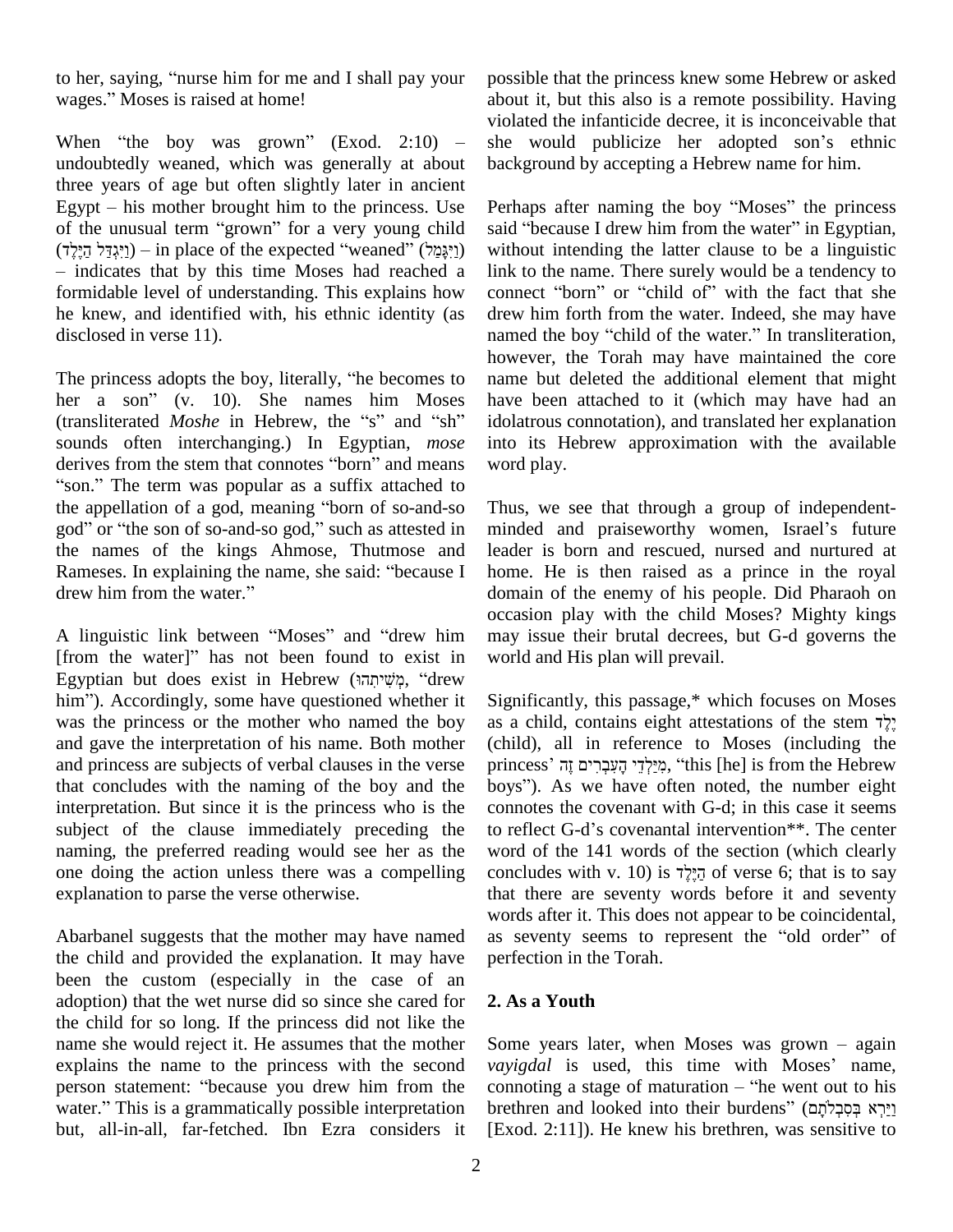to her, saying, "nurse him for me and I shall pay your wages." Moses is raised at home!

When "the boy was grown" (Exod. 2:10) – undoubtedly weaned, which was generally at about three years of age but often slightly later in ancient Egypt – his mother brought him to the princess. Use of the unusual term "grown" for a very young child (וַיִּגְדַּל הַיֶּלֶד) – in place of the expected "weaned" (וַיִּגָּמַל) – indicates that by this time Moses had reached a formidable level of understanding. This explains how he knew, and identified with, his ethnic identity (as disclosed in verse 11).

The princess adopts the boy, literally, "he becomes to her a son" (v. 10). She names him Moses (transliterated *Moshe* in Hebrew, the "s" and "sh" sounds often interchanging.) In Egyptian, *mose* derives from the stem that connotes "born" and means "son." The term was popular as a suffix attached to the appellation of a god, meaning "born of so-and-so god" or "the son of so-and-so god," such as attested in the names of the kings Ahmose, Thutmose and Rameses. In explaining the name, she said: "because I drew him from the water."

A linguistic link between "Moses" and "drew him [from the water]" has not been found to exist in Egyptian but does exist in Hebrew (מְשִׁיתִהוּ, "drew him"). Accordingly, some have questioned whether it was the princess or the mother who named the boy and gave the interpretation of his name. Both mother and princess are subjects of verbal clauses in the verse that concludes with the naming of the boy and the interpretation. But since it is the princess who is the subject of the clause immediately preceding the naming, the preferred reading would see her as the one doing the action unless there was a compelling explanation to parse the verse otherwise.

Abarbanel suggests that the mother may have named the child and provided the explanation. It may have been the custom (especially in the case of an adoption) that the wet nurse did so since she cared for the child for so long. If the princess did not like the name she would reject it. He assumes that the mother explains the name to the princess with the second person statement: "because you drew him from the water." This is a grammatically possible interpretation but, all-in-all, far-fetched. Ibn Ezra considers it possible that the princess knew some Hebrew or asked about it, but this also is a remote possibility. Having violated the infanticide decree, it is inconceivable that she would publicize her adopted son's ethnic background by accepting a Hebrew name for him.

Perhaps after naming the boy "Moses" the princess said "because I drew him from the water" in Egyptian, without intending the latter clause to be a linguistic link to the name. There surely would be a tendency to connect "born" or "child of" with the fact that she drew him forth from the water. Indeed, she may have named the boy "child of the water." In transliteration, however, the Torah may have maintained the core name but deleted the additional element that might have been attached to it (which may have had an idolatrous connotation), and translated her explanation into its Hebrew approximation with the available word play.

Thus, we see that through a group of independent-minded and praiseworthy women, Israel's future leader is born and rescued, nursed and nurtured at home. He is then raised as a prince in the royal domain of the enemy of his people. Did Pharaoh on occasion play with the child Moses? Mighty kings may issue their brutal decrees, but G-d governs the world and His plan will prevail.

Significantly, this passage,* which focuses on Moses as a child, contains eight attestations of the stem יֶלֶד (child), all in reference to Moses (including the princess' מִיַּלְדֵי הָעִבְרִים זֶה, "this [he] is from the Hebrew boys"). As we have often noted, the number eight connotes the covenant with G-d; in this case it seems to reflect G-d's covenantal intervention**. The center word of the 141 words of the section (which clearly concludes with v. 10) is הַיֶּלֶד of verse 6; that is to say that there are seventy words before it and seventy words after it. This does not appear to be coincidental, as seventy seems to represent the "old order" of perfection in the Torah.

## 2. As a Youth

Some years later, when Moses was grown – again *vayigdal* is used, this time with Moses' name, connoting a stage of maturation – "he went out to his brethren and looked into their burdens" (וַיַּרְא בְּסִבְלֹתָם [Exod. 2:11]). He knew his brethren, was sensitive to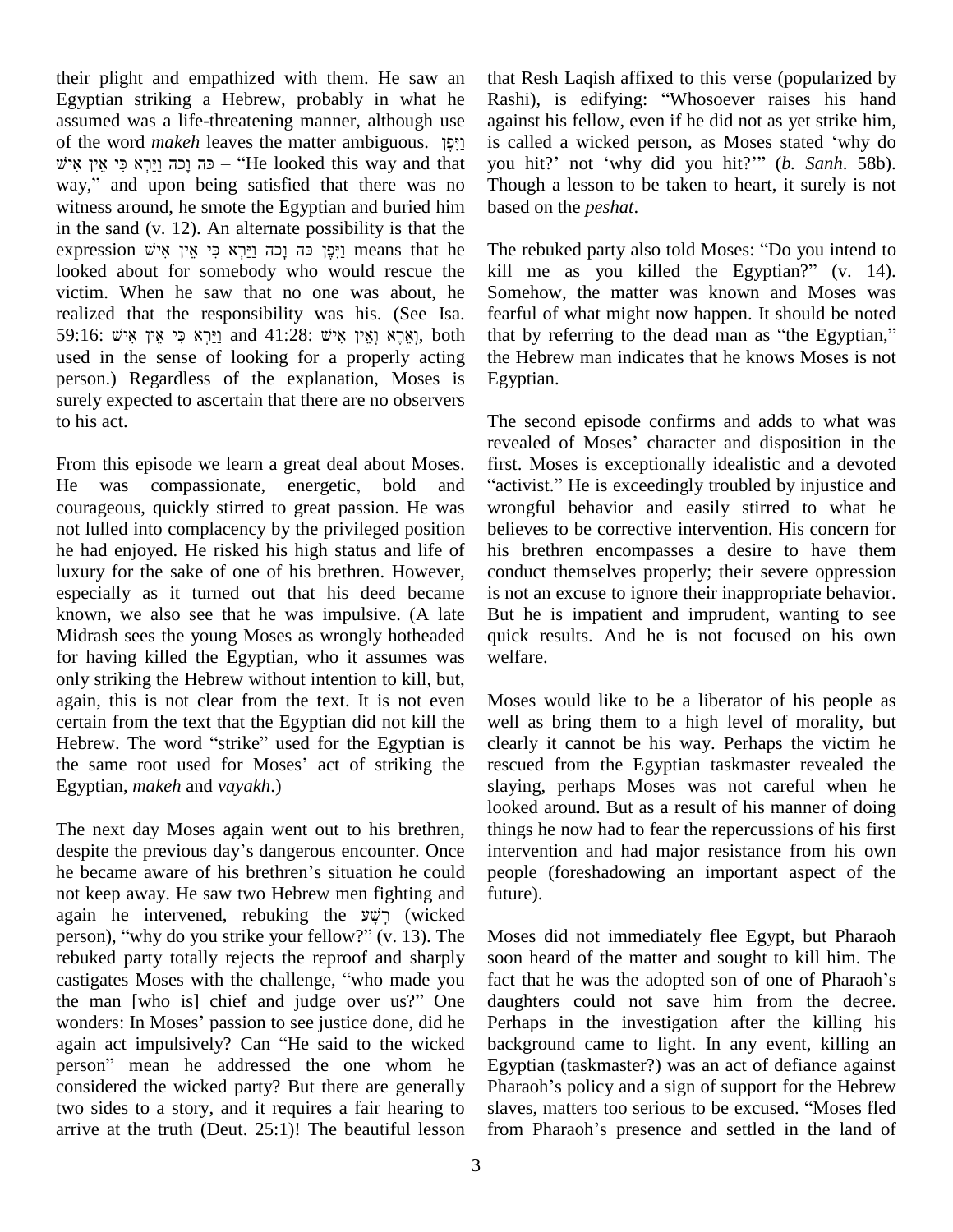their plight and empathized with them. He saw an Egyptian striking a Hebrew, probably in what he assumed was a life-threatening manner, although use of the word *makeh* leaves the matter ambiguous. וַיִּפֶן כֹּה וָכֹה וַיַּרְא כִּי אֵין אִישׁ – "He looked this way and that way," and upon being satisfied that there was no witness around, he smote the Egyptian and buried him in the sand (v. 12). An alternate possibility is that the expression וַיִּפֶן כֹּה וָכֹה וַיַּרְא כִּי אֵין אִישׁ means that he looked about for somebody who would rescue the victim. When he saw that no one was about, he realized that the responsibility was his. (See Isa. 59:16: וַיַּרְא כִּי אֵין אִישׁ and 41:28: וְאֵרֶא וְאֵין אִישׁ, both used in the sense of looking for a properly acting person.) Regardless of the explanation, Moses is surely expected to ascertain that there are no observers to his act.

From this episode we learn a great deal about Moses. He was compassionate, energetic, bold and courageous, quickly stirred to great passion. He was not lulled into complacency by the privileged position he had enjoyed. He risked his high status and life of luxury for the sake of one of his brethren. However, especially as it turned out that his deed became known, we also see that he was impulsive. (A late Midrash sees the young Moses as wrongly hotheaded for having killed the Egyptian, who it assumes was only striking the Hebrew without intention to kill, but, again, this is not clear from the text. It is not even certain from the text that the Egyptian did not kill the Hebrew. The word "strike" used for the Egyptian is the same root used for Moses' act of striking the Egyptian, *makeh* and *vayakh*.)

The next day Moses again went out to his brethren, despite the previous day's dangerous encounter. Once he became aware of his brethren's situation he could not keep away. He saw two Hebrew men fighting and again he intervened, rebuking the רָשָׁע (wicked person), "why do you strike your fellow?" (v. 13). The rebuked party totally rejects the reproof and sharply castigates Moses with the challenge, "who made you the man [who is] chief and judge over us?" One wonders: In Moses' passion to see justice done, did he again act impulsively? Can "He said to the wicked person" mean he addressed the one whom he considered the wicked party? But there are generally two sides to a story, and it requires a fair hearing to arrive at the truth (Deut. 25:1)! The beautiful lesson that Resh Laqish affixed to this verse (popularized by Rashi), is edifying: "Whosoever raises his hand against his fellow, even if he did not as yet strike him, is called a wicked person, as Moses stated 'why do you hit?' not 'why did you hit?'" (*b. Sanh.* 58b). Though a lesson to be taken to heart, it surely is not based on the *peshat*.

The rebuked party also told Moses: "Do you intend to kill me as you killed the Egyptian?" (v. 14). Somehow, the matter was known and Moses was fearful of what might now happen. It should be noted that by referring to the dead man as "the Egyptian," the Hebrew man indicates that he knows Moses is not Egyptian.

The second episode confirms and adds to what was revealed of Moses' character and disposition in the first. Moses is exceptionally idealistic and a devoted "activist." He is exceedingly troubled by injustice and wrongful behavior and easily stirred to what he believes to be corrective intervention. His concern for his brethren encompasses a desire to have them conduct themselves properly; their severe oppression is not an excuse to ignore their inappropriate behavior. But he is impatient and imprudent, wanting to see quick results. And he is not focused on his own welfare.

Moses would like to be a liberator of his people as well as bring them to a high level of morality, but clearly it cannot be his way. Perhaps the victim he rescued from the Egyptian taskmaster revealed the slaying, perhaps Moses was not careful when he looked around. But as a result of his manner of doing things he now had to fear the repercussions of his first intervention and had major resistance from his own people (foreshadowing an important aspect of the future).

Moses did not immediately flee Egypt, but Pharaoh soon heard of the matter and sought to kill him. The fact that he was the adopted son of one of Pharaoh's daughters could not save him from the decree. Perhaps in the investigation after the killing his background came to light. In any event, killing an Egyptian (taskmaster?) was an act of defiance against Pharaoh's policy and a sign of support for the Hebrew slaves, matters too serious to be excused. "Moses fled from Pharaoh's presence and settled in the land of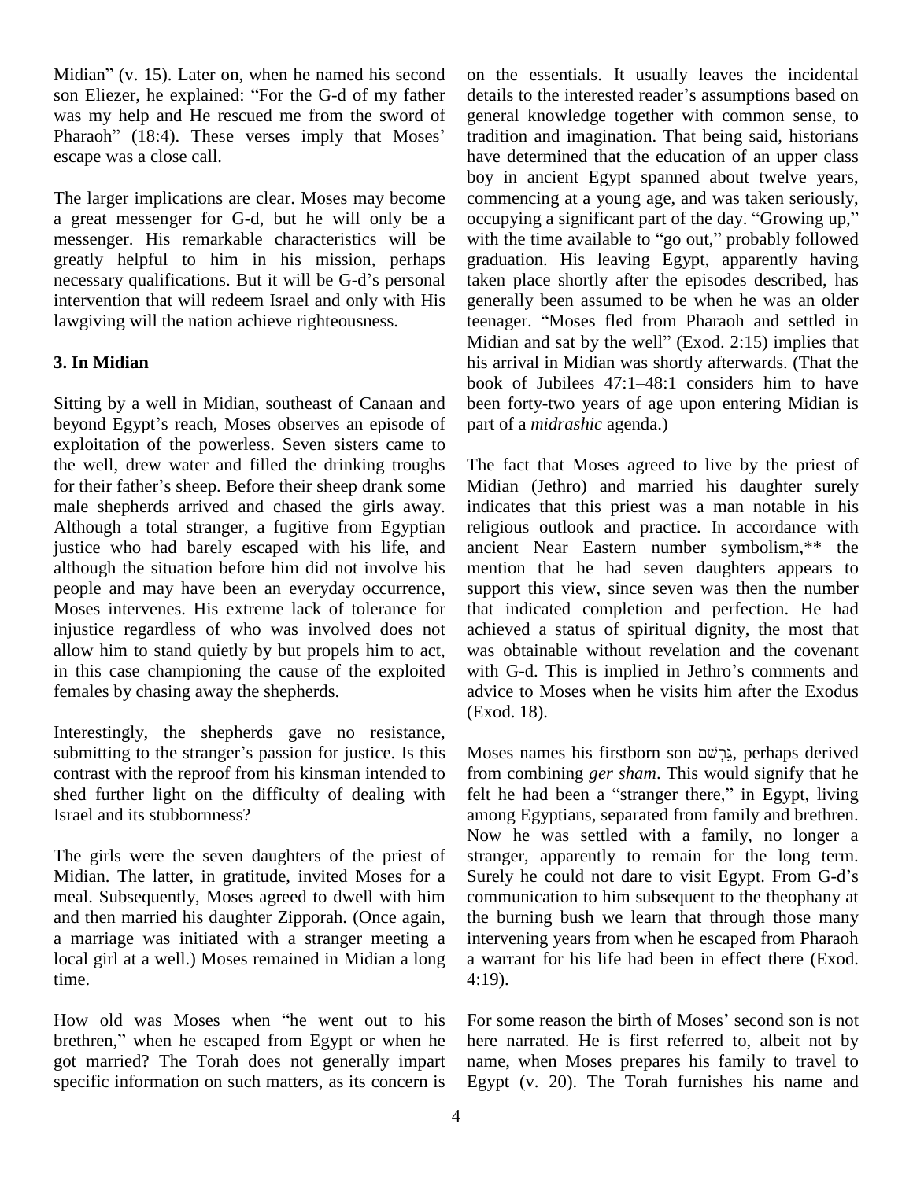Midian" (v. 15). Later on, when he named his second son Eliezer, he explained: "For the G-d of my father was my help and He rescued me from the sword of Pharaoh" (18:4). These verses imply that Moses' escape was a close call.

The larger implications are clear. Moses may become a great messenger for G-d, but he will only be a messenger. His remarkable characteristics will be greatly helpful to him in his mission, perhaps necessary qualifications. But it will be G-d's personal intervention that will redeem Israel and only with His lawgiving will the nation achieve righteousness.

### 3. In Midian

Sitting by a well in Midian, southeast of Canaan and beyond Egypt's reach, Moses observes an episode of exploitation of the powerless. Seven sisters came to the well, drew water and filled the drinking troughs for their father's sheep. Before their sheep drank some male shepherds arrived and chased the girls away. Although a total stranger, a fugitive from Egyptian justice who had barely escaped with his life, and although the situation before him did not involve his people and may have been an everyday occurrence, Moses intervenes. His extreme lack of tolerance for injustice regardless of who was involved does not allow him to stand quietly by but propels him to act, in this case championing the cause of the exploited females by chasing away the shepherds.

Interestingly, the shepherds gave no resistance, submitting to the stranger's passion for justice. Is this contrast with the reproof from his kinsman intended to shed further light on the difficulty of dealing with Israel and its stubbornness?

The girls were the seven daughters of the priest of Midian. The latter, in gratitude, invited Moses for a meal. Subsequently, Moses agreed to dwell with him and then married his daughter Zipporah. (Once again, a marriage was initiated with a stranger meeting a local girl at a well.) Moses remained in Midian a long time.

How old was Moses when "he went out to his brethren," when he escaped from Egypt or when he got married? The Torah does not generally impart specific information on such matters, as its concern is on the essentials. It usually leaves the incidental details to the interested reader's assumptions based on general knowledge together with common sense, to tradition and imagination. That being said, historians have determined that the education of an upper class boy in ancient Egypt spanned about twelve years, commencing at a young age, and was taken seriously, occupying a significant part of the day. "Growing up," with the time available to "go out," probably followed graduation. His leaving Egypt, apparently having taken place shortly after the episodes described, has generally been assumed to be when he was an older teenager. "Moses fled from Pharaoh and settled in Midian and sat by the well" (Exod. 2:15) implies that his arrival in Midian was shortly afterwards. (That the book of Jubilees 47:1–48:1 considers him to have been forty-two years of age upon entering Midian is part of a *midrashic* agenda.)

The fact that Moses agreed to live by the priest of Midian (Jethro) and married his daughter surely indicates that this priest was a man notable in his religious outlook and practice. In accordance with ancient Near Eastern number symbolism,** the mention that he had seven daughters appears to support this view, since seven was then the number that indicated completion and perfection. He had achieved a status of spiritual dignity, the most that was obtainable without revelation and the covenant with G-d. This is implied in Jethro's comments and advice to Moses when he visits him after the Exodus (Exod. 18).

Moses names his firstborn son גֵּרְשֹׁם, perhaps derived from combining *ger sham*. This would signify that he felt he had been a "stranger there," in Egypt, living among Egyptians, separated from family and brethren. Now he was settled with a family, no longer a stranger, apparently to remain for the long term. Surely he could not dare to visit Egypt. From G-d's communication to him subsequent to the theophany at the burning bush we learn that through those many intervening years from when he escaped from Pharaoh a warrant for his life had been in effect there (Exod. 4:19).

For some reason the birth of Moses' second son is not here narrated. He is first referred to, albeit not by name, when Moses prepares his family to travel to Egypt (v. 20). The Torah furnishes his name and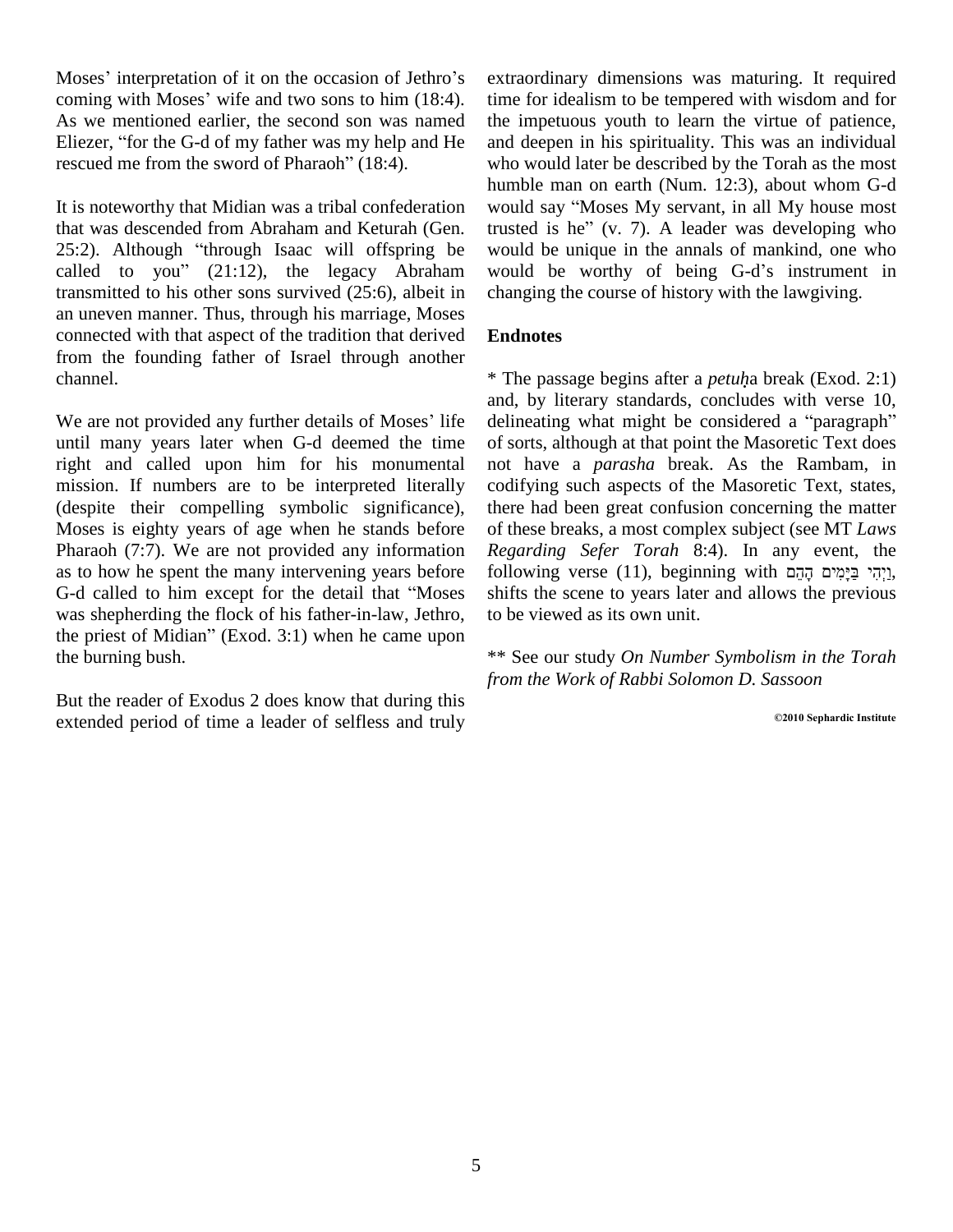Moses' interpretation of it on the occasion of Jethro's coming with Moses' wife and two sons to him (18:4). As we mentioned earlier, the second son was named Eliezer, "for the G-d of my father was my help and He rescued me from the sword of Pharaoh" (18:4).

It is noteworthy that Midian was a tribal confederation that was descended from Abraham and Keturah (Gen. 25:2). Although "through Isaac will offspring be called to you" (21:12), the legacy Abraham transmitted to his other sons survived (25:6), albeit in an uneven manner. Thus, through his marriage, Moses connected with that aspect of the tradition that derived from the founding father of Israel through another channel.

We are not provided any further details of Moses' life until many years later when G-d deemed the time right and called upon him for his monumental mission. If numbers are to be interpreted literally (despite their compelling symbolic significance), Moses is eighty years of age when he stands before Pharaoh (7:7). We are not provided any information as to how he spent the many intervening years before G-d called to him except for the detail that "Moses was shepherding the flock of his father-in-law, Jethro, the priest of Midian" (Exod. 3:1) when he came upon the burning bush.

But the reader of Exodus 2 does know that during this extended period of time a leader of selfless and truly extraordinary dimensions was maturing. It required time for idealism to be tempered with wisdom and for the impetuous youth to learn the virtue of patience, and deepen in his spirituality. This was an individual who would later be described by the Torah as the most humble man on earth (Num. 12:3), about whom G-d would say "Moses My servant, in all My house most trusted is he" (v. 7). A leader was developing who would be unique in the annals of mankind, one who would be worthy of being G-d's instrument in changing the course of history with the lawgiving.

## Endnotes

* The passage begins after a *petuḥa* break (Exod. 2:1) and, by literary standards, concludes with verse 10, delineating what might be considered a "paragraph" of sorts, although at that point the Masoretic Text does not have a *parasha* break. As the Rambam, in codifying such aspects of the Masoretic Text, states, there had been great confusion concerning the matter of these breaks, a most complex subject (see MT *Laws Regarding Sefer Torah* 8:4). In any event, the following verse (11), beginning with וַיְהִי בַּיָּמִים הָהֵם, shifts the scene to years later and allows the previous to be viewed as its own unit.

** See our study *On Number Symbolism in the Torah from the Work of Rabbi Solomon D. Sassoon*

©2010 Sephardic Institute